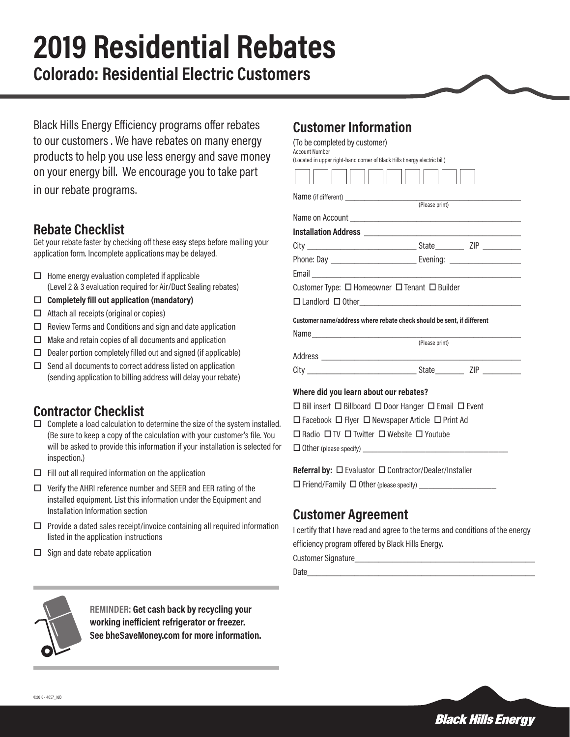# 2019 Residential Rebates

## Colorado: Residential Electric Customers

Black Hills Energy Efficiency programs offer rebates to our customers . We have rebates on many energy products to help you use less energy and save money on your energy bill. We encourage you to take part in our rebate programs.

### Rebate Checklist

Get your rebate faster by checking off these easy steps before mailing your application form. Incomplete applications may be delayed.

- ☐ Home energy evaluation completed if applicable (Level 2 & 3 evaluation required for Air/Duct Sealing rebates)
- ☐ **Completely fill out application (mandatory)**
- ☐ Attach all receipts (original or copies)
- ☐ Review Terms and Conditions and sign and date application
- ☐ Make and retain copies of all documents and application
- ☐ Dealer portion completely filled out and signed (if applicable)
- ☐ Send all documents to correct address listed on application (sending application to billing address will delay your rebate)

### Contractor Checklist

- ☐ Complete a load calculation to determine the size of the system installed. (Be sure to keep a copy of the calculation with your customer's file. You will be asked to provide this information if your installation is selected for inspection.)
- ☐ Fill out all required information on the application
- ☐ Verify the AHRI reference number and SEER and EER rating of the installed equipment. List this information under the Equipment and Installation Information section
- ☐ Provide a dated sales receipt/invoice containing all required information listed in the application instructions
- ☐ Sign and date rebate application

**REMINDER: Get cash back by recycling your working inefficient refrigerator or freezer. See bheSaveMoney.com for more information.**

## Customer Information

(To be completed by customer)

Account Number
(Located in upper right-hand corner of Black Hills Energy electric bill)

| | | | | | | | | | |
|---|---|---|---|---|---|---|---|---|---|
| | | | | | | | | | |

Name (if different) ______________________________
(Please print)

Name on Account ______________________________

**Installation Address** ______________________________

City ____________________ State________ ZIP __________

Phone: Day ____________________ Evening: ________________

Email ______________________________

Customer Type: ☐ Homeowner ☐ Tenant ☐ Builder

☐ Landlord ☐ Other______________________________

**Customer name/address where rebate check should be sent, if different**

Name______________________________
(Please print)

Address ______________________________

City ____________________ State________ ZIP __________

**Where did you learn about our rebates?**

☐ Bill insert ☐ Billboard ☐ Door Hanger ☐ Email ☐ Event

☐ Facebook ☐ Flyer ☐ Newspaper Article ☐ Print Ad

☐ Radio ☐ TV ☐ Twitter ☐ Website ☐ Youtube

☐ Other (please specify) ______________________________

**Referral by:** ☐ Evaluator ☐ Contractor/Dealer/Installer

☐ Friend/Family ☐ Other (please specify) ____________________

## Customer Agreement

I certify that I have read and agree to the terms and conditions of the energy efficiency program offered by Black Hills Energy.

Customer Signature______________________________

Date______________________________

©2018 - 4057_18B

Black Hills Energy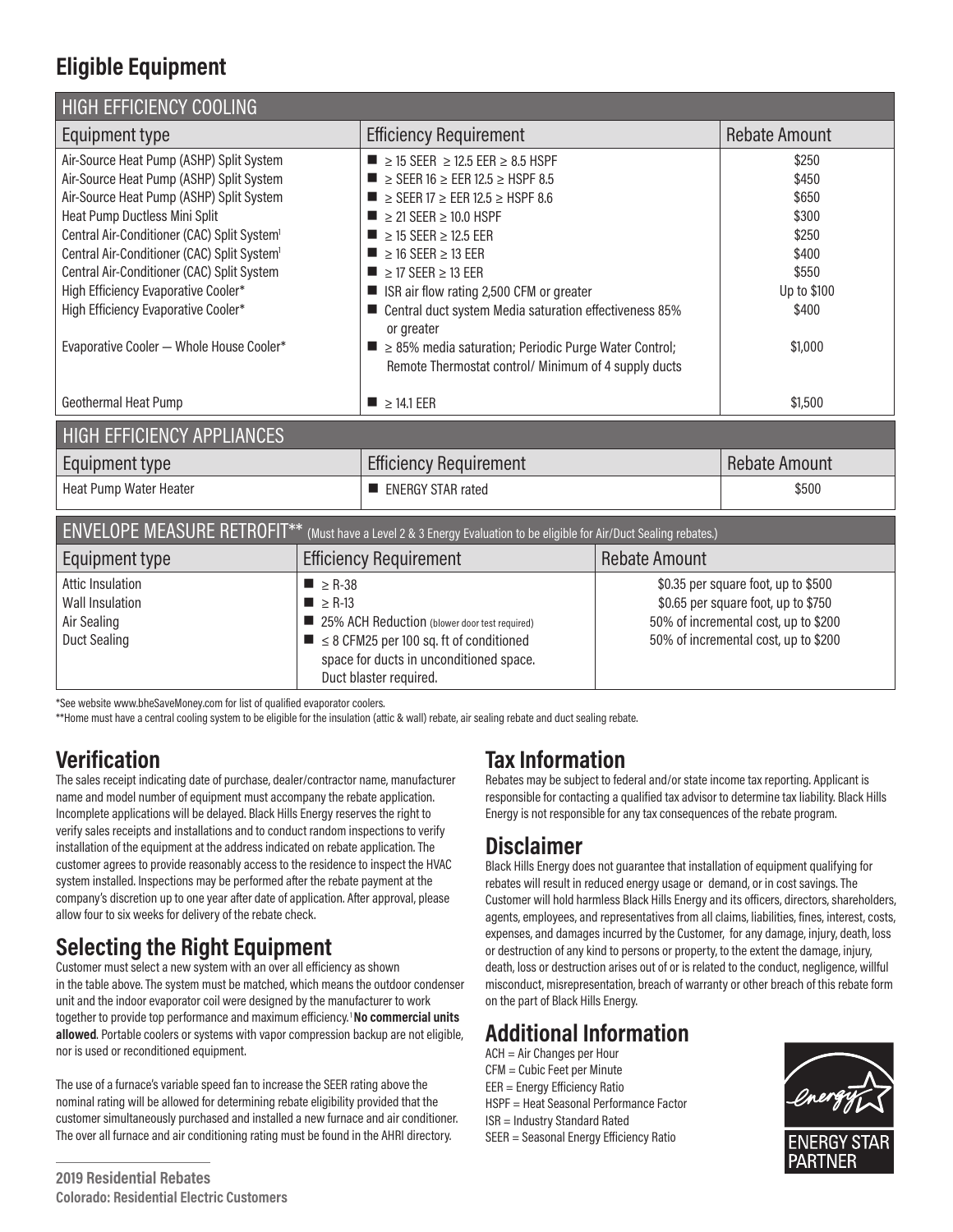## Eligible Equipment

| HIGH EFFICIENCY COOLING | | |
|---|---|---|
| Equipment type | Efficiency Requirement | Rebate Amount |
| Air-Source Heat Pump (ASHP) Split System | ■ ≥ 15 SEER ≥ 12.5 EER ≥ 8.5 HSPF | \$250 |
| Air-Source Heat Pump (ASHP) Split System | ■ ≥ SEER 16 ≥ EER 12.5 ≥ HSPF 8.5 | \$450 |
| Air-Source Heat Pump (ASHP) Split System | ■ ≥ SEER 17 ≥ EER 12.5 ≥ HSPF 8.6 | \$650 |
| Heat Pump Ductless Mini Split | ■ ≥ 21 SEER ≥ 10.0 HSPF | \$300 |
| Central Air-Conditioner (CAC) Split System[1] | ■ ≥ 15 SEER ≥ 12.5 EER | \$250 |
| Central Air-Conditioner (CAC) Split System[1] | ■ ≥ 16 SEER ≥ 13 EER | \$400 |
| Central Air-Conditioner (CAC) Split System | ■ ≥ 17 SEER ≥ 13 EER | \$550 |
| High Efficiency Evaporative Cooler* | ■ ISR air flow rating 2,500 CFM or greater | Up to \$100 |
| High Efficiency Evaporative Cooler* | ■ Central duct system Media saturation effectiveness 85% or greater | \$400 |
| Evaporative Cooler — Whole House Cooler* | ■ ≥ 85% media saturation; Periodic Purge Water Control; Remote Thermostat control/ Minimum of 4 supply ducts | \$1,000 |
| Geothermal Heat Pump | ■ ≥ 14.1 EER | \$1,500 |

| HIGH EFFICIENCY APPLIANCES | | |
|---|---|---|
| Equipment type | Efficiency Requirement | Rebate Amount |
| Heat Pump Water Heater | ■ ENERGY STAR rated | \$500 |

| ENVELOPE MEASURE RETROFIT** (Must have a Level 2 & 3 Energy Evaluation to be eligible for Air/Duct Sealing rebates.) | | |
|---|---|---|
| Equipment type | Efficiency Requirement | Rebate Amount |
| Attic Insulation | ■ ≥ R-38 | \$0.35 per square foot, up to \$500 |
| Wall Insulation | ■ ≥ R-13 | \$0.65 per square foot, up to \$750 |
| Air Sealing | ■ 25% ACH Reduction (blower door test required) | 50% of incremental cost, up to \$200 |
| Duct Sealing | ■ ≤ 8 CFM25 per 100 sq. ft of conditioned space for ducts in unconditioned space. Duct blaster required. | 50% of incremental cost, up to \$200 |

*See website www.bheSaveMoney.com for list of qualified evaporator coolers.

**Home must have a central cooling system to be eligible for the insulation (attic & wall) rebate, air sealing rebate and duct sealing rebate.

## Verification

The sales receipt indicating date of purchase, dealer/contractor name, manufacturer name and model number of equipment must accompany the rebate application. Incomplete applications will be delayed. Black Hills Energy reserves the right to verify sales receipts and installations and to conduct random inspections to verify installation of the equipment at the address indicated on rebate application. The customer agrees to provide reasonably access to the residence to inspect the HVAC system installed. Inspections may be performed after the rebate payment at the company's discretion up to one year after date of application. After approval, please allow four to six weeks for delivery of the rebate check.

## Selecting the Right Equipment

Customer must select a new system with an over all efficiency as shown in the table above. The system must be matched, which means the outdoor condenser unit and the indoor evaporator coil were designed by the manufacturer to work together to provide top performance and maximum efficiency.[1] **No commercial units allowed**. Portable coolers or systems with vapor compression backup are not eligible, nor is used or reconditioned equipment.

The use of a furnace's variable speed fan to increase the SEER rating above the nominal rating will be allowed for determining rebate eligibility provided that the customer simultaneously purchased and installed a new furnace and air conditioner. The over all furnace and air conditioning rating must be found in the AHRI directory.

## Tax Information

Rebates may be subject to federal and/or state income tax reporting. Applicant is responsible for contacting a qualified tax advisor to determine tax liability. Black Hills Energy is not responsible for any tax consequences of the rebate program.

## Disclaimer

Black Hills Energy does not guarantee that installation of equipment qualifying for rebates will result in reduced energy usage or demand, or in cost savings. The Customer will hold harmless Black Hills Energy and its officers, directors, shareholders, agents, employees, and representatives from all claims, liabilities, fines, interest, costs, expenses, and damages incurred by the Customer, for any damage, injury, death, loss or destruction of any kind to persons or property, to the extent the damage, injury, death, loss or destruction arises out of or is related to the conduct, negligence, willful misconduct, misrepresentation, breach of warranty or other breach of this rebate form on the part of Black Hills Energy.

## Additional Information

ACH = Air Changes per Hour
CFM = Cubic Feet per Minute
EER = Energy Efficiency Ratio
HSPF = Heat Seasonal Performance Factor
ISR = Industry Standard Rated
SEER = Seasonal Energy Efficiency Ratio

ENERGY STAR PARTNER

**2019 Residential Rebates**
**Colorado: Residential Electric Customers**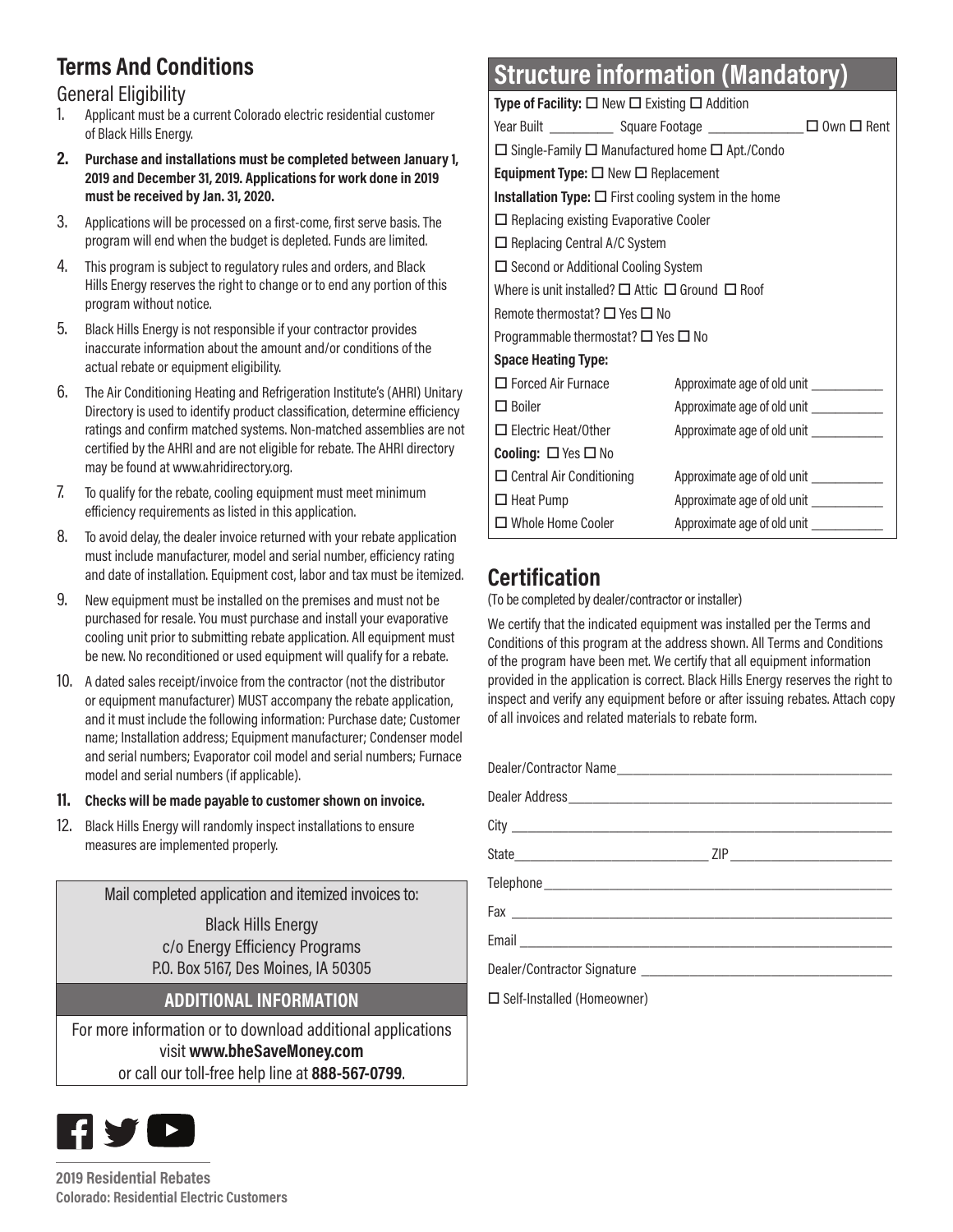## Terms And Conditions

### General Eligibility

1. Applicant must be a current Colorado electric residential customer of Black Hills Energy.
2. **Purchase and installations must be completed between January 1, 2019 and December 31, 2019. Applications for work done in 2019 must be received by Jan. 31, 2020.**
3. Applications will be processed on a first-come, first serve basis. The program will end when the budget is depleted. Funds are limited.
4. This program is subject to regulatory rules and orders, and Black Hills Energy reserves the right to change or to end any portion of this program without notice.
5. Black Hills Energy is not responsible if your contractor provides inaccurate information about the amount and/or conditions of the actual rebate or equipment eligibility.
6. The Air Conditioning Heating and Refrigeration Institute's (AHRI) Unitary Directory is used to identify product classification, determine efficiency ratings and confirm matched systems. Non-matched assemblies are not certified by the AHRI and are not eligible for rebate. The AHRI directory may be found at www.ahridirectory.org.
7. To qualify for the rebate, cooling equipment must meet minimum efficiency requirements as listed in this application.
8. To avoid delay, the dealer invoice returned with your rebate application must include manufacturer, model and serial number, efficiency rating and date of installation. Equipment cost, labor and tax must be itemized.
9. New equipment must be installed on the premises and must not be purchased for resale. You must purchase and install your evaporative cooling unit prior to submitting rebate application. All equipment must be new. No reconditioned or used equipment will qualify for a rebate.
10. A dated sales receipt/invoice from the contractor (not the distributor or equipment manufacturer) MUST accompany the rebate application, and it must include the following information: Purchase date; Customer name; Installation address; Equipment manufacturer; Condenser model and serial numbers; Evaporator coil model and serial numbers; Furnace model and serial numbers (if applicable).
11. **Checks will be made payable to customer shown on invoice.**
12. Black Hills Energy will randomly inspect installations to ensure measures are implemented properly.

Mail completed application and itemized invoices to:

Black Hills Energy
c/o Energy Efficiency Programs
P.O. Box 5167, Des Moines, IA 50305

**ADDITIONAL INFORMATION**

For more information or to download additional applications visit **www.bheSaveMoney.com** or call our toll-free help line at **888-567-0799**.

## Structure information (Mandatory)

**Type of Facility:** ☐ New ☐ Existing ☐ Addition

Year Built __________ Square Footage ______________ ☐ Own ☐ Rent

☐ Single-Family ☐ Manufactured home ☐ Apt./Condo

**Equipment Type:** ☐ New ☐ Replacement

**Installation Type:** ☐ First cooling system in the home

☐ Replacing existing Evaporative Cooler

☐ Replacing Central A/C System

☐ Second or Additional Cooling System

Where is unit installed? ☐ Attic ☐ Ground ☐ Roof

Remote thermostat? ☐ Yes ☐ No

Programmable thermostat? ☐ Yes ☐ No

**Space Heating Type:**

| | |
|---|---|
| ☐ Forced Air Furnace | Approximate age of old unit ___________ |
| ☐ Boiler | Approximate age of old unit ___________ |
| ☐ Electric Heat/Other | Approximate age of old unit ___________ |

**Cooling:** ☐ Yes ☐ No

| | |
|---|---|
| ☐ Central Air Conditioning | Approximate age of old unit ___________ |
| ☐ Heat Pump | Approximate age of old unit ___________ |
| ☐ Whole Home Cooler | Approximate age of old unit ___________ |

## Certification

(To be completed by dealer/contractor or installer)

We certify that the indicated equipment was installed per the Terms and Conditions of this program at the address shown. All Terms and Conditions of the program have been met. We certify that all equipment information provided in the application is correct. Black Hills Energy reserves the right to inspect and verify any equipment before or after issuing rebates. Attach copy of all invoices and related materials to rebate form.

Dealer/Contractor Name ________________________________________

Dealer Address ________________________________________

City ________________________________________

State ____________________________ ZIP ________________________

Telephone ________________________________________

Fax ________________________________________

Email ________________________________________

Dealer/Contractor Signature ________________________________________

☐ Self-Installed (Homeowner)

**2019 Residential Rebates**
**Colorado: Residential Electric Customers**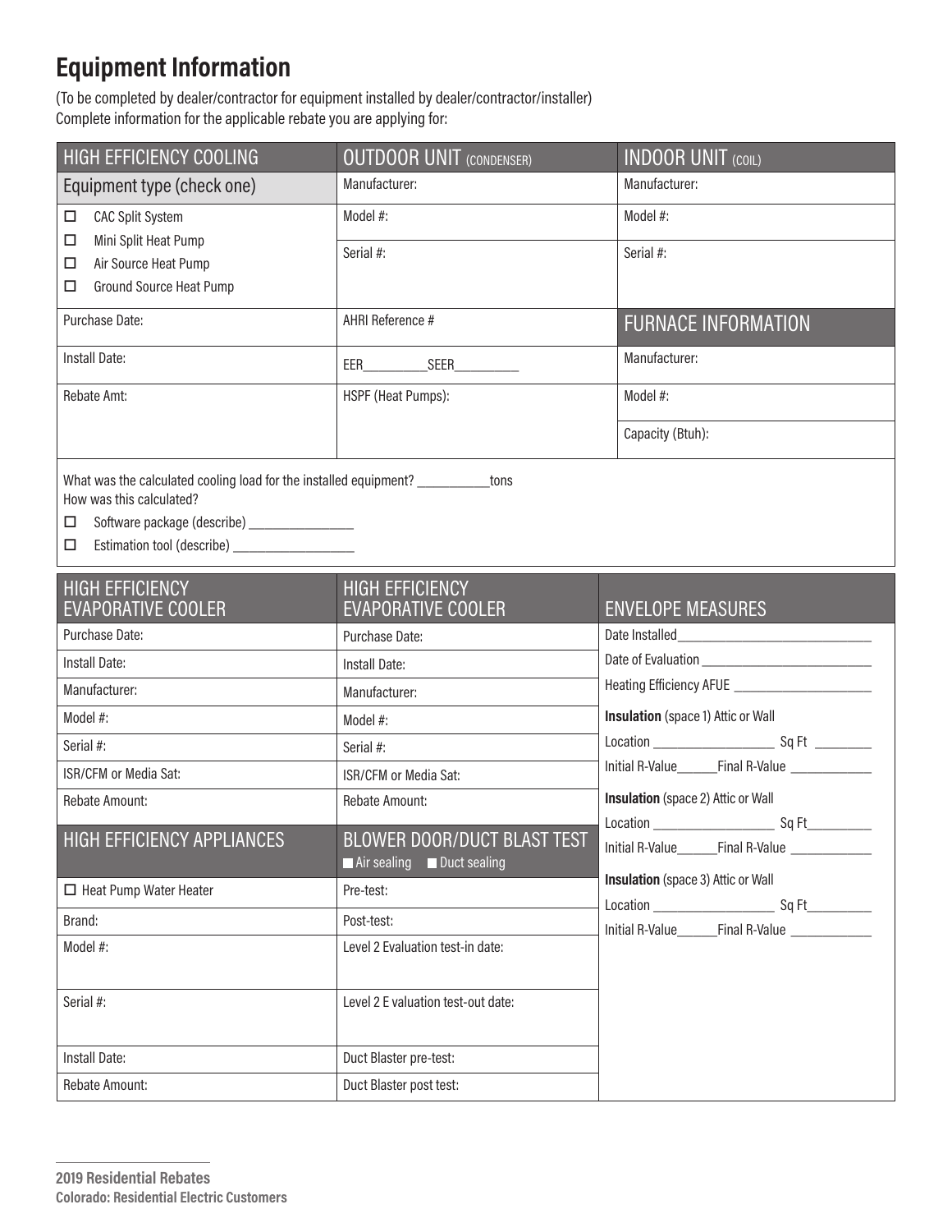## Equipment Information

(To be completed by dealer/contractor for equipment installed by dealer/contractor/installer)
Complete information for the applicable rebate you are applying for:

| HIGH EFFICIENCY COOLING | OUTDOOR UNIT (CONDENSER) | INDOOR UNIT (COIL) |
|---|---|---|
| Equipment type (check one) | Manufacturer: | Manufacturer: |
| ☐ CAC Split System<br>☐ Mini Split Heat Pump<br>☐ Air Source Heat Pump<br>☐ Ground Source Heat Pump | Model #: | Model #: |
| | Serial #: | Serial #: |
| Purchase Date: | AHRI Reference # | **FURNACE INFORMATION** |
| Install Date: | EER__________SEER__________ | Manufacturer: |
| Rebate Amt: | HSPF (Heat Pumps): | Model #: |
| | | Capacity (Btuh): |

What was the calculated cooling load for the installed equipment? ___________tons
How was this calculated?

- ☐ Software package (describe) ________________
- ☐ Estimation tool (describe) __________________

| HIGH EFFICIENCY EVAPORATIVE COOLER | HIGH EFFICIENCY EVAPORATIVE COOLER |
|---|---|
| Purchase Date: | Purchase Date: |
| Install Date: | Install Date: |
| Manufacturer: | Manufacturer: |
| Model #: | Model #: |
| Serial #: | Serial #: |
| ISR/CFM or Media Sat: | ISR/CFM or Media Sat: |
| Rebate Amount: | Rebate Amount: |

| HIGH EFFICIENCY APPLIANCES | BLOWER DOOR/DUCT BLAST TEST<br>■ Air sealing ■ Duct sealing |
|---|---|
| ☐ Heat Pump Water Heater | Pre-test: |
| Brand: | Post-test: |
| Model #: | Level 2 Evaluation test-in date: |
| Serial #: | Level 2 E valuation test-out date: |
| Install Date: | Duct Blaster pre-test: |
| Rebate Amount: | Duct Blaster post test: |

### ENVELOPE MEASURES

Date Installed_____________________________

Date of Evaluation __________________________

Heating Efficiency AFUE _____________________

**Insulation** (space 1) Attic or Wall

Location ___________________ Sq Ft ________

Initial R-Value______Final R-Value ____________

**Insulation** (space 2) Attic or Wall

Location ___________________ Sq Ft_________

Initial R-Value______Final R-Value ____________

**Insulation** (space 3) Attic or Wall

Location ___________________ Sq Ft_________

Initial R-Value______Final R-Value ____________

**2019 Residential Rebates**
**Colorado: Residential Electric Customers**